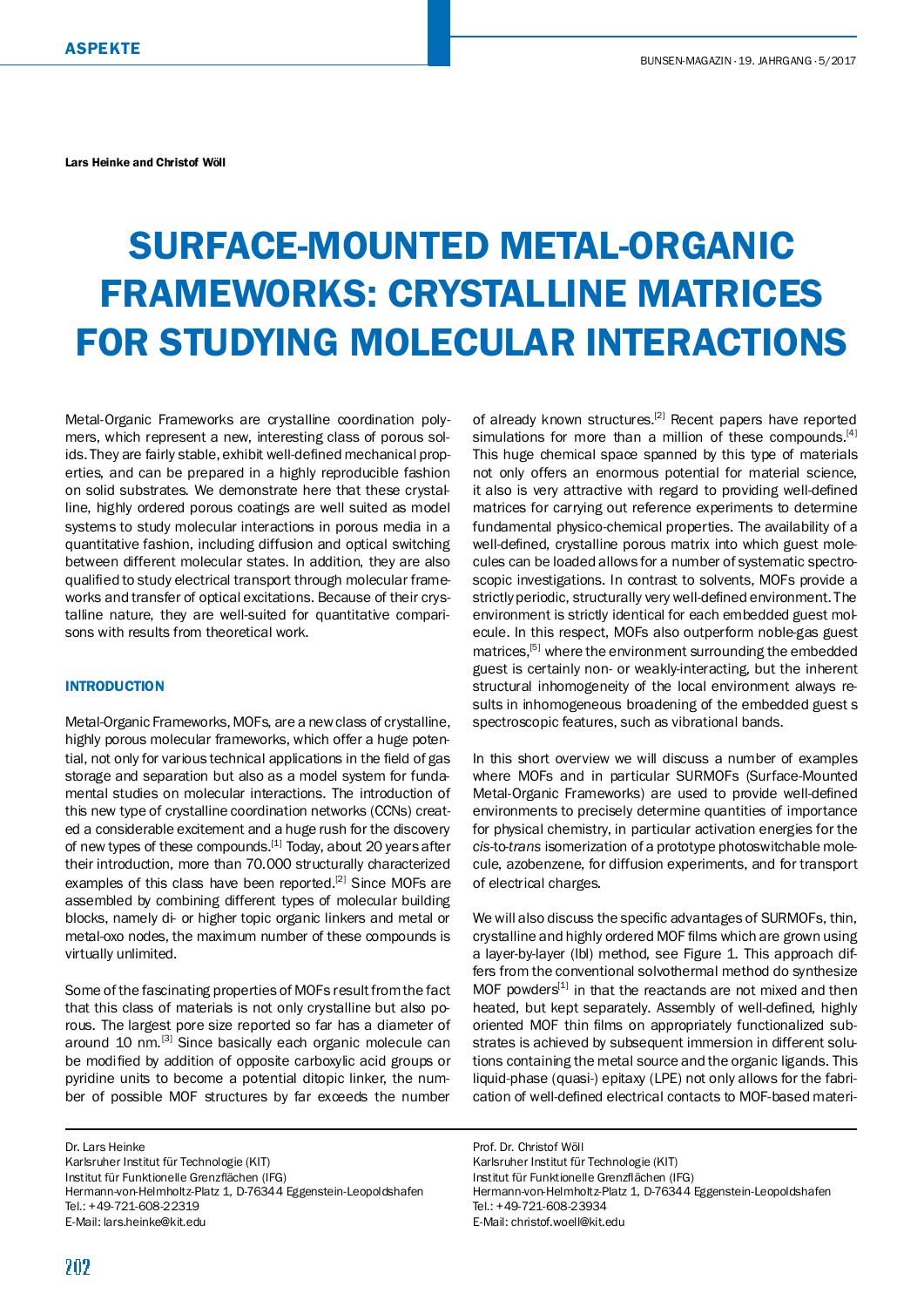Lars Heinke and Christof Wöll

# SURFACE-MOUNTED METAL-ORGANIC FRAMEWORKS: CRYSTALLINE MATRICES FOR STUDYING MOLECULAR INTERACTIONS

Metal-Organic Frameworks are crystalline coordination polymers, which represent a new, interesting class of porous solids. They are fairly stable, exhibit well-defined mechanical properties, and can be prepared in a highly reproducible fashion on solid substrates. We demonstrate here that these crystalline, highly ordered porous coatings are well suited as model systems to study molecular interactions in porous media in a quantitative fashion, including diffusion and optical switching between different molecular states. In addition, they are also qualified to study electrical transport through molecular frameworks and transfer of optical excitations. Because of their crystalline nature, they are well-suited for quantitative comparisons with results from theoretical work.

## INTRODUCTION

Metal-Organic Frameworks, MOFs, are a new class of crystalline, highly porous molecular frameworks, which offer a huge potential, not only for various technical applications in the field of gas storage and separation but also as a model system for fundamental studies on molecular interactions. The introduction of this new type of crystalline coordination networks (CCNs) created a considerable excitement and a huge rush for the discovery of new types of these compounds.[1] Today, about 20 years after their introduction, more than 70.000 structurally characterized examples of this class have been reported.[2] Since MOFs are assembled by combining different types of molecular building blocks, namely di- or higher topic organic linkers and metal or metal-oxo nodes, the maximum number of these compounds is virtually unlimited.

Some of the fascinating properties of MOFs result from the fact that this class of materials is not only crystalline but also porous. The largest pore size reported so far has a diameter of around 10 nm.[3] Since basically each organic molecule can be modified by addition of opposite carboxylic acid groups or pyridine units to become a potential ditopic linker, the number of possible MOF structures by far exceeds the number of already known structures.[2] Recent papers have reported simulations for more than a million of these compounds.[4] This huge chemical space spanned by this type of materials not only offers an enormous potential for material science, it also is very attractive with regard to providing well-defined matrices for carrying out reference experiments to determine fundamental physico-chemical properties. The availability of a well-defined, crystalline porous matrix into which guest molecules can be loaded allows for a number of systematic spectroscopic investigations. In contrast to solvents, MOFs provide a strictly periodic, structurally very well-defined environment. The environment is strictly identical for each embedded guest molecule. In this respect, MOFs also outperform noble-gas guest matrices,[5] where the environment surrounding the embedded guest is certainly non- or weakly-interacting, but the inherent structural inhomogeneity of the local environment always results in inhomogeneous broadening of the embedded guest s spectroscopic features, such as vibrational bands.

In this short overview we will discuss a number of examples where MOFs and in particular SURMOFs (Surface-Mounted Metal-Organic Frameworks) are used to provide well-defined environments to precisely determine quantities of importance for physical chemistry, in particular activation energies for the *cis*-to-*trans* isomerization of a prototype photoswitchable molecule, azobenzene, for diffusion experiments, and for transport of electrical charges.

We will also discuss the specific advantages of SURMOFs, thin, crystalline and highly ordered MOF films which are grown using a layer-by-layer (lbl) method, see Figure 1. This approach differs from the conventional solvothermal method do synthesize MOF powders[1] in that the reactands are not mixed and then heated, but kept separately. Assembly of well-defined, highly oriented MOF thin films on appropriately functionalized substrates is achieved by subsequent immersion in different solutions containing the metal source and the organic ligands. This liquid-phase (quasi-) epitaxy (LPE) not only allows for the fabrication of well-defined electrical contacts to MOF-based materi-

---

Dr. Lars Heinke
Karlsruher Institut für Technologie (KIT)
Institut für Funktionelle Grenzflächen (IFG)
Hermann-von-Helmholtz-Platz 1, D-76344 Eggenstein-Leopoldshafen
Tel.: +49-721-608-22319
E-Mail: lars.heinke@kit.edu

Prof. Dr. Christof Wöll
Karlsruher Institut für Technologie (KIT)
Institut für Funktionelle Grenzflächen (IFG)
Hermann-von-Helmholtz-Platz 1, D-76344 Eggenstein-Leopoldshafen
Tel.: +49-721-608-23934
E-Mail: christof.woell@kit.edu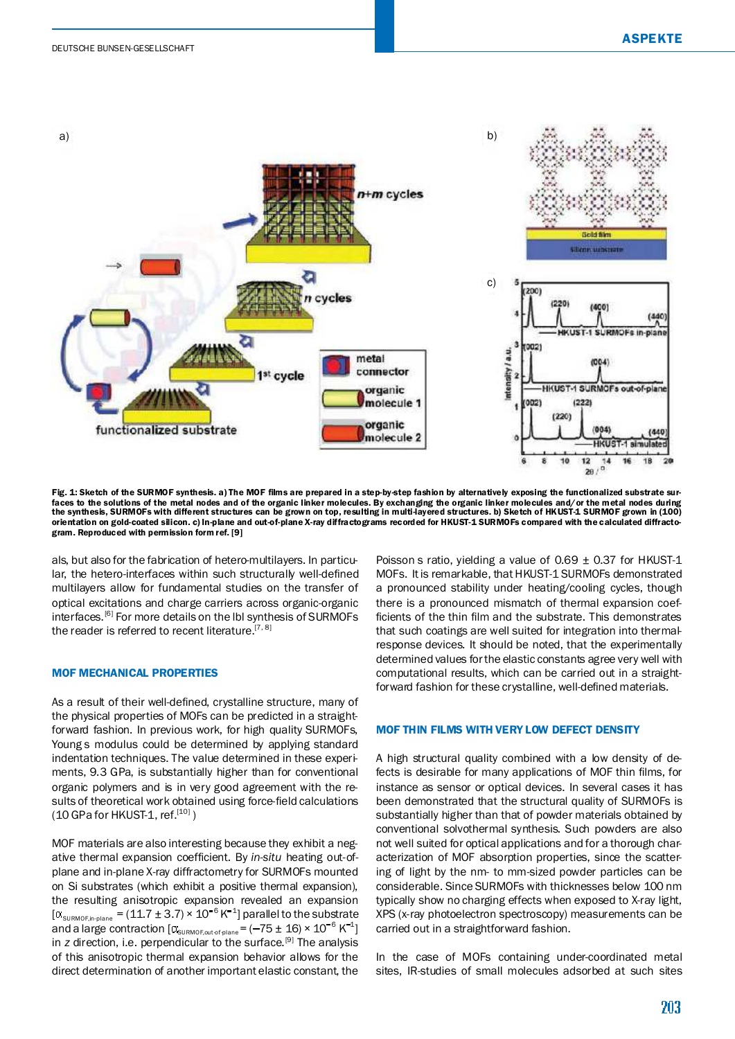Fig. 1: Sketch of the SURMOF synthesis. a) The MOF films are prepared in a step-by-step fashion by alternatively exposing the functionalized substrate surfaces to the solutions of the metal nodes and of the organic linker molecules. By exchanging the organic linker molecules and/or the metal nodes during the synthesis, SURMOFs with different structures can be grown on top, resulting in multi-layered structures. b) Sketch of HKUST-1 SURMOF grown in (100) orientation on gold-coated silicon. c) In-plane and out-of-plane X-ray diffractograms recorded for HKUST-1 SURMOFs compared with the calculated diffractogram. Reproduced with permission form ref. [9]

als, but also for the fabrication of hetero-multilayers. In particular, the hetero-interfaces within such structurally well-defined multilayers allow for fundamental studies on the transfer of optical excitations and charge carriers across organic-organic interfaces.[6] For more details on the lbl synthesis of SURMOFs the reader is referred to recent literature.[7, 8]

## MOF MECHANICAL PROPERTIES

As a result of their well-defined, crystalline structure, many of the physical properties of MOFs can be predicted in a straightforward fashion. In previous work, for high quality SURMOFs, Young s modulus could be determined by applying standard indentation techniques. The value determined in these experiments, 9.3 GPa, is substantially higher than for conventional organic polymers and is in very good agreement with the results of theoretical work obtained using force-field calculations (10 GPa for HKUST-1, ref.[10] )

MOF materials are also interesting because they exhibit a negative thermal expansion coefficient. By *in-situ* heating out-of-plane and in-plane X-ray diffractometry for SURMOFs mounted on Si substrates (which exhibit a positive thermal expansion), the resulting anisotropic expansion revealed an expansion [$\alpha_{SURMOF,in\text{-}plane} = (11.7 \pm 3.7) \times 10^{-6}\ K^{-1}$] parallel to the substrate and a large contraction [$\alpha_{SURMOF,out\text{-}of\text{-}plane} = (-75 \pm 16) \times 10^{-6}\ K^{-1}$] in $z$ direction, i.e. perpendicular to the surface.[9] The analysis of this anisotropic thermal expansion behavior allows for the direct determination of another important elastic constant, the Poisson s ratio, yielding a value of 0.69 ± 0.37 for HKUST-1 MOFs. It is remarkable, that HKUST-1 SURMOFs demonstrated a pronounced stability under heating/cooling cycles, though there is a pronounced mismatch of thermal expansion coefficients of the thin film and the substrate. This demonstrates that such coatings are well suited for integration into thermal-response devices. It should be noted, that the experimentally determined values for the elastic constants agree very well with computational results, which can be carried out in a straightforward fashion for these crystalline, well-defined materials.

## MOF THIN FILMS WITH VERY LOW DEFECT DENSITY

A high structural quality combined with a low density of defects is desirable for many applications of MOF thin films, for instance as sensor or optical devices. In several cases it has been demonstrated that the structural quality of SURMOFs is substantially higher than that of powder materials obtained by conventional solvothermal synthesis. Such powders are also not well suited for optical applications and for a thorough characterization of MOF absorption properties, since the scattering of light by the nm- to mm-sized powder particles can be considerable. Since SURMOFs with thicknesses below 100 nm typically show no charging effects when exposed to X-ray light, XPS (x-ray photoelectron spectroscopy) measurements can be carried out in a straightforward fashion.

In the case of MOFs containing under-coordinated metal sites, IR-studies of small molecules adsorbed at such sites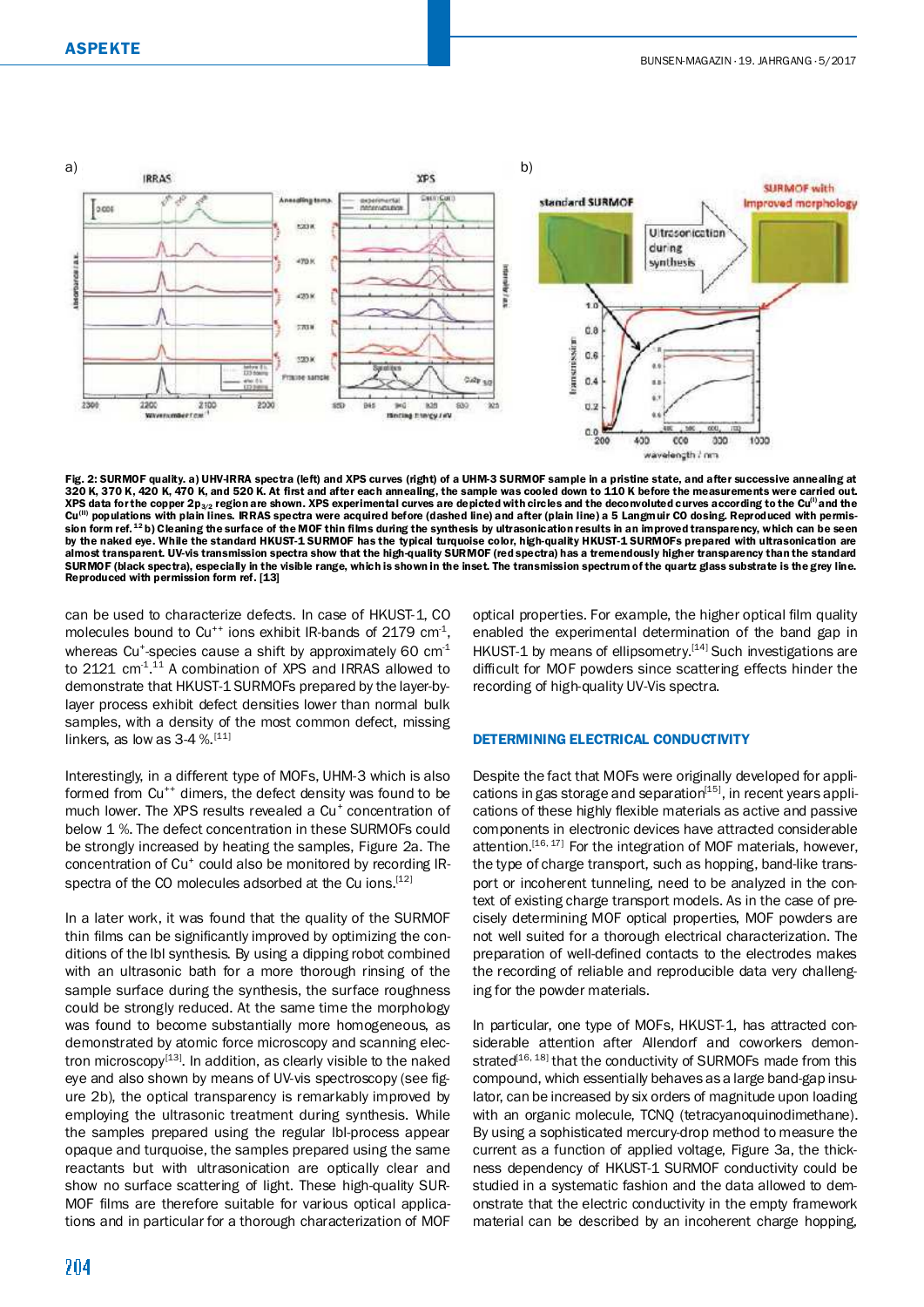Fig. 2: SURMOF quality. a) UHV-IRRA spectra (left) and XPS curves (right) of a UHM-3 SURMOF sample in a pristine state, and after successive annealing at 320 K, 370 K, 420 K, 470 K, and 520 K. At first and after each annealing, the sample was cooled down to 110 K before the measurements were carried out. XPS data for the copper $2p_{3/2}$ region are shown. XPS experimental curves are depicted with circles and the deconvoluted curves according to the $Cu^{(I)}$ and the $Cu^{(II)}$ populations with plain lines. IRRAS spectra were acquired before (dashed line) and after (plain line) a 5 Langmuir CO dosing. Reproduced with permission form ref.[12] b) Cleaning the surface of the MOF thin films during the synthesis by ultrasonication results in an improved transparency, which can be seen by the naked eye. While the standard HKUST-1 SURMOF has the typical turquoise color, high-quality HKUST-1 SURMOFs prepared with ultrasonication are almost transparent. UV-vis transmission spectra show that the high-quality SURMOF (red spectra) has a tremendously higher transparency than the standard SURMOF (black spectra), especially in the visible range, which is shown in the inset. The transmission spectrum of the quartz glass substrate is the grey line. Reproduced with permission form ref. [13]

can be used to characterize defects. In case of HKUST-1, CO molecules bound to $Cu^{++}$ ions exhibit IR-bands of 2179 $cm^{-1}$, whereas $Cu^{+}$-species cause a shift by approximately 60 $cm^{-1}$ to 2121 $cm^{-1}$.[11] A combination of XPS and IRRAS allowed to demonstrate that HKUST-1 SURMOFs prepared by the layer-by-layer process exhibit defect densities lower than normal bulk samples, with a density of the most common defect, missing linkers, as low as 3-4 %.[11]

Interestingly, in a different type of MOFs, UHM-3 which is also formed from $Cu^{++}$ dimers, the defect density was found to be much lower. The XPS results revealed a $Cu^{+}$ concentration of below 1 %. The defect concentration in these SURMOFs could be strongly increased by heating the samples, Figure 2a. The concentration of $Cu^{+}$ could also be monitored by recording IR-spectra of the CO molecules adsorbed at the Cu ions.[12]

In a later work, it was found that the quality of the SURMOF thin films can be significantly improved by optimizing the conditions of the lbl synthesis. By using a dipping robot combined with an ultrasonic bath for a more thorough rinsing of the sample surface during the synthesis, the surface roughness could be strongly reduced. At the same time the morphology was found to become substantially more homogeneous, as demonstrated by atomic force microscopy and scanning electron microscopy[13]. In addition, as clearly visible to the naked eye and also shown by means of UV-vis spectroscopy (see figure 2b), the optical transparency is remarkably improved by employing the ultrasonic treatment during synthesis. While the samples prepared using the regular lbl-process appear opaque and turquoise, the samples prepared using the same reactants but with ultrasonication are optically clear and show no surface scattering of light. These high-quality SURMOF films are therefore suitable for various optical applications and in particular for a thorough characterization of MOF optical properties. For example, the higher optical film quality enabled the experimental determination of the band gap in HKUST-1 by means of ellipsometry.[14] Such investigations are difficult for MOF powders since scattering effects hinder the recording of high-quality UV-Vis spectra.

## DETERMINING ELECTRICAL CONDUCTIVITY

Despite the fact that MOFs were originally developed for applications in gas storage and separation[15], in recent years applications of these highly flexible materials as active and passive components in electronic devices have attracted considerable attention.[16, 17] For the integration of MOF materials, however, the type of charge transport, such as hopping, band-like transport or incoherent tunneling, need to be analyzed in the context of existing charge transport models. As in the case of precisely determining MOF optical properties, MOF powders are not well suited for a thorough electrical characterization. The preparation of well-defined contacts to the electrodes makes the recording of reliable and reproducible data very challenging for the powder materials.

In particular, one type of MOFs, HKUST-1, has attracted considerable attention after Allendorf and coworkers demonstrated[16, 18] that the conductivity of SURMOFs made from this compound, which essentially behaves as a large band-gap insulator, can be increased by six orders of magnitude upon loading with an organic molecule, TCNQ (tetracyanoquinodimethane). By using a sophisticated mercury-drop method to measure the current as a function of applied voltage, Figure 3a, the thickness dependency of HKUST-1 SURMOF conductivity could be studied in a systematic fashion and the data allowed to demonstrate that the electric conductivity in the empty framework material can be described by an incoherent charge hopping,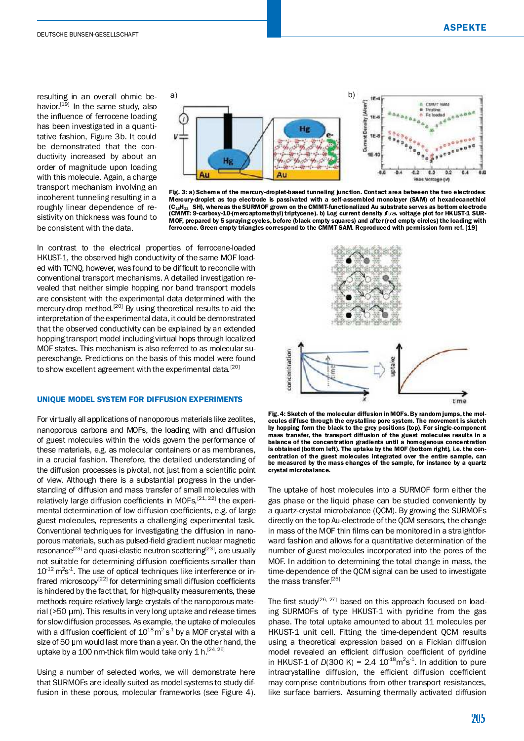resulting in an overall ohmic behavior.[19] In the same study, also the influence of ferrocene loading has been investigated in a quantitative fashion, Figure 3b. It could be demonstrated that the conductivity increased by about an order of magnitude upon loading with this molecule. Again, a charge transport mechanism involving an incoherent tunneling resulting in a roughly linear dependence of resistivity on thickness was found to be consistent with the data.

**Fig. 3: a) Scheme of the mercury-droplet-based tunneling junction. Contact area between the two electrodes: Mercury-droplet as top electrode is passivated with a self-assembled monolayer (SAM) of hexadecanethiol ($C_{16}H_{33}$ SH), whereas the SURMOF grown on the CMMT-functionalized Au substrate serves as bottom electrode (CMMT: 9-carboxy-10-(mercaptomethyl) triptycene). b) Log current density $J/\sqrt{S}$ vs. voltage plot for HKUST-1 SURMOF, prepared by 5 spraying cycles, before (black empty squares) and after (red empty circles) the loading with ferrocene. Green empty triangles correspond to the CMMT SAM. Reproduced with permission form ref. [19]**

In contrast to the electrical properties of ferrocene-loaded HKUST-1, the observed high conductivity of the same MOF loaded with TCNQ, however, was found to be difficult to reconcile with conventional transport mechanisms. A detailed investigation revealed that neither simple hopping nor band transport models are consistent with the experimental data determined with the mercury-drop method.[20] By using theoretical results to aid the interpretation of the experimental data, it could be demonstrated that the observed conductivity can be explained by an extended hopping transport model including virtual hops through localized MOF states. This mechanism is also referred to as molecular superexchange. Predictions on the basis of this model were found to show excellent agreement with the experimental data.[20]

## UNIQUE MODEL SYSTEM FOR DIFFUSION EXPERIMENTS

For virtually all applications of nanoporous materials like zeolites, nanoporous carbons and MOFs, the loading with and diffusion of guest molecules within the voids govern the performance of these materials, e.g. as molecular containers or as membranes, in a crucial fashion. Therefore, the detailed understanding of the diffusion processes is pivotal, not just from a scientific point of view. Although there is a substantial progress in the understanding of diffusion and mass transfer of small molecules with relatively large diffusion coefficients in MOFs,[21, 22] the experimental determination of low diffusion coefficients, e.g. of large guest molecules, represents a challenging experimental task. Conventional techniques for investigating the diffusion in nanoporous materials, such as pulsed-field gradient nuclear magnetic resonance[23] and quasi-elastic neutron scattering[23], are usually not suitable for determining diffusion coefficients smaller than $10^{-12}$ $m^2s^{-1}$. The use of optical techniques like interference or infrared microscopy[22] for determining small diffusion coefficients is hindered by the fact that, for high-quality measurements, these methods require relatively large crystals of the nanoporous material (>50 µm). This results in very long uptake and release times for slow diffusion processes. As example, the uptake of molecules with a diffusion coefficient of $10^{18}$ $m^2$ $s^{-1}$ by a MOF crystal with a size of 50 µm would last more than a year. On the other hand, the uptake by a 100 nm-thick film would take only 1 h.[24, 25]

Using a number of selected works, we will demonstrate here that SURMOFs are ideally suited as model systems to study diffusion in these porous, molecular frameworks (see Figure 4).

**Fig. 4: Sketch of the molecular diffusion in MOFs. By random jumps, the molecules diffuse through the crystalline pore system. The movement is sketch by hopping form the black to the grey positions (top). For single-component mass transfer, the transport diffusion of the guest molecules results in a balance of the concentration gradients until a homogenous concentration is obtained (bottom left). The uptake by the MOF (bottom right), i.e. the concentration of the guest molecules integrated over the entire sample, can be measured by the mass changes of the sample, for instance by a quartz crystal microbalance.**

The uptake of host molecules into a SURMOF form either the gas phase or the liquid phase can be studied conveniently by a quartz-crystal microbalance (QCM). By growing the SURMOFs directly on the top Au-electrode of the QCM sensors, the change in mass of the MOF thin films can be monitored in a straightforward fashion and allows for a quantitative determination of the number of guest molecules incorporated into the pores of the MOF. In addition to determining the total change in mass, the time-dependence of the QCM signal can be used to investigate the mass transfer.[25]

The first study[26, 27] based on this approach focused on loading SURMOFs of type HKUST-1 with pyridine from the gas phase. The total uptake amounted to about 11 molecules per HKUST-1 unit cell. Fitting the time-dependent QCM results using a theoretical expression based on a Fickian diffusion model revealed an efficient diffusion coefficient of pyridine in HKUST-1 of $D$(300 K) = 2.4 $10^{-18}$$m^2s^{-1}$. In addition to pure intracrystalline diffusion, the efficient diffusion coefficient may comprise contributions from other transport resistances, like surface barriers. Assuming thermally activated diffusion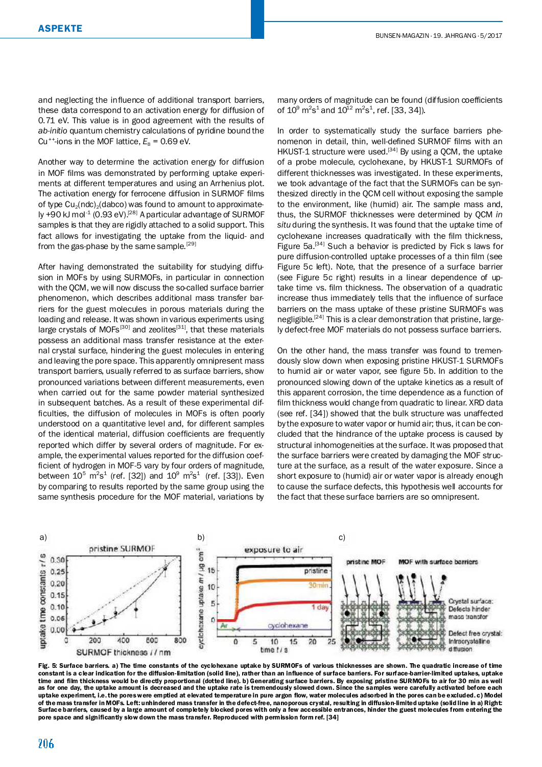and neglecting the influence of additional transport barriers, these data correspond to an activation energy for diffusion of 0.71 eV. This value is in good agreement with the results of *ab-initio* quantum chemistry calculations of pyridine bound the $Cu^{++}$-ions in the MOF lattice, $E_B$ = 0.69 eV.

Another way to determine the activation energy for diffusion in MOF films was demonstrated by performing uptake experiments at different temperatures and using an Arrhenius plot. The activation energy for ferrocene diffusion in SURMOF films of type $Cu_2(ndc)_2(dabco)$ was found to amount to approximately +90 kJ mol$^{-1}$ (0.93 eV).[28] A particular advantage of SURMOF samples is that they are rigidly attached to a solid support. This fact allows for investigating the uptake from the liquid- and from the gas-phase by the same sample.[29]

After having demonstrated the suitability for studying diffusion in MOFs by using SURMOFs, in particular in connection with the QCM, we will now discuss the so-called surface barrier phenomenon, which describes additional mass transfer barriers for the guest molecules in porous materials during the loading and release. It was shown in various experiments using large crystals of MOFs[30] and zeolites[31], that these materials possess an additional mass transfer resistance at the external crystal surface, hindering the guest molecules in entering and leaving the pore space. This apparently omnipresent mass transport barriers, usually referred to as surface barriers, show pronounced variations between different measurements, even when carried out for the same powder material synthesized in subsequent batches. As a result of these experimental difficulties, the diffusion of molecules in MOFs is often poorly understood on a quantitative level and, for different samples of the identical material, diffusion coefficients are frequently reported which differ by several orders of magnitude. For example, the experimental values reported for the diffusion coefficient of hydrogen in MOF-5 vary by four orders of magnitude, between $10^5$ m$^2$s$^1$ (ref. [32]) and $10^9$ m$^2$s$^1$ (ref. [33]). Even by comparing to results reported by the same group using the same synthesis procedure for the MOF material, variations by many orders of magnitude can be found (diffusion coefficients of $10^9$ m$^2$s$^1$ and $10^{12}$ m$^2$s$^1$, ref. [33, 34]).

In order to systematically study the surface barriers phenomenon in detail, thin, well-defined SURMOF films with an HKUST-1 structure were used.[34] By using a QCM, the uptake of a probe molecule, cyclohexane, by HKUST-1 SURMOFs of different thicknesses was investigated. In these experiments, we took advantage of the fact that the SURMOFs can be synthesized directly in the QCM cell without exposing the sample to the environment, like (humid) air. The sample mass and, thus, the SURMOF thicknesses were determined by QCM *in situ* during the synthesis. It was found that the uptake time of cyclohexane increases quadratically with the film thickness, Figure 5a.[34] Such a behavior is predicted by Fick s laws for pure diffusion-controlled uptake processes of a thin film (see Figure 5c left). Note, that the presence of a surface barrier (see Figure 5c right) results in a linear dependence of uptake time vs. film thickness. The observation of a quadratic increase thus immediately tells that the influence of surface barriers on the mass uptake of these pristine SURMOFs was negligible.[24] This is a clear demonstration that pristine, largely defect-free MOF materials do not possess surface barriers.

On the other hand, the mass transfer was found to tremendously slow down when exposing pristine HKUST-1 SURMOFs to humid air or water vapor, see figure 5b. In addition to the pronounced slowing down of the uptake kinetics as a result of this apparent corrosion, the time dependence as a function of film thickness would change from quadratic to linear. XRD data (see ref. [34]) showed that the bulk structure was unaffected by the exposure to water vapor or humid air; thus, it can be concluded that the hindrance of the uptake process is caused by structural inhomogeneities at the surface. It was proposed that the surface barriers were created by damaging the MOF structure at the surface, as a result of the water exposure. Since a short exposure to (humid) air or water vapor is already enough to cause the surface defects, this hypothesis well accounts for the fact that these surface barriers are so omnipresent.

**Fig. 5: Surface barriers. a) The time constants of the cyclohexane uptake by SURMOFs of various thicknesses are shown. The quadratic increase of time constant is a clear indication for the diffusion-limitation (solid line), rather than an influence of surface barriers. For surface-barrier-limited uptakes, uptake time and film thickness would be directly proportional (dotted line). b) Generating surface barriers. By exposing pristine SURMOFs to air for 30 min as well as for one day, the uptake amount is decreased and the uptake rate is tremendously slowed down. Since the samples were carefully activated before each uptake experiment, i.e. the pores were emptied at elevated temperature in pure argon flow, water molecules adsorbed in the pores can be excluded. c) Model of the mass transfer in MOFs. Left: unhindered mass transfer in the defect-free, nanoporous crystal, resulting in diffusion-limited uptake (solid line in a) Right: Surface barriers, caused by a large amount of completely blocked pores with only a few accessible entrances, hinder the guest molecules from entering the pore space and significantly slow down the mass transfer. Reproduced with permission form ref. [34]**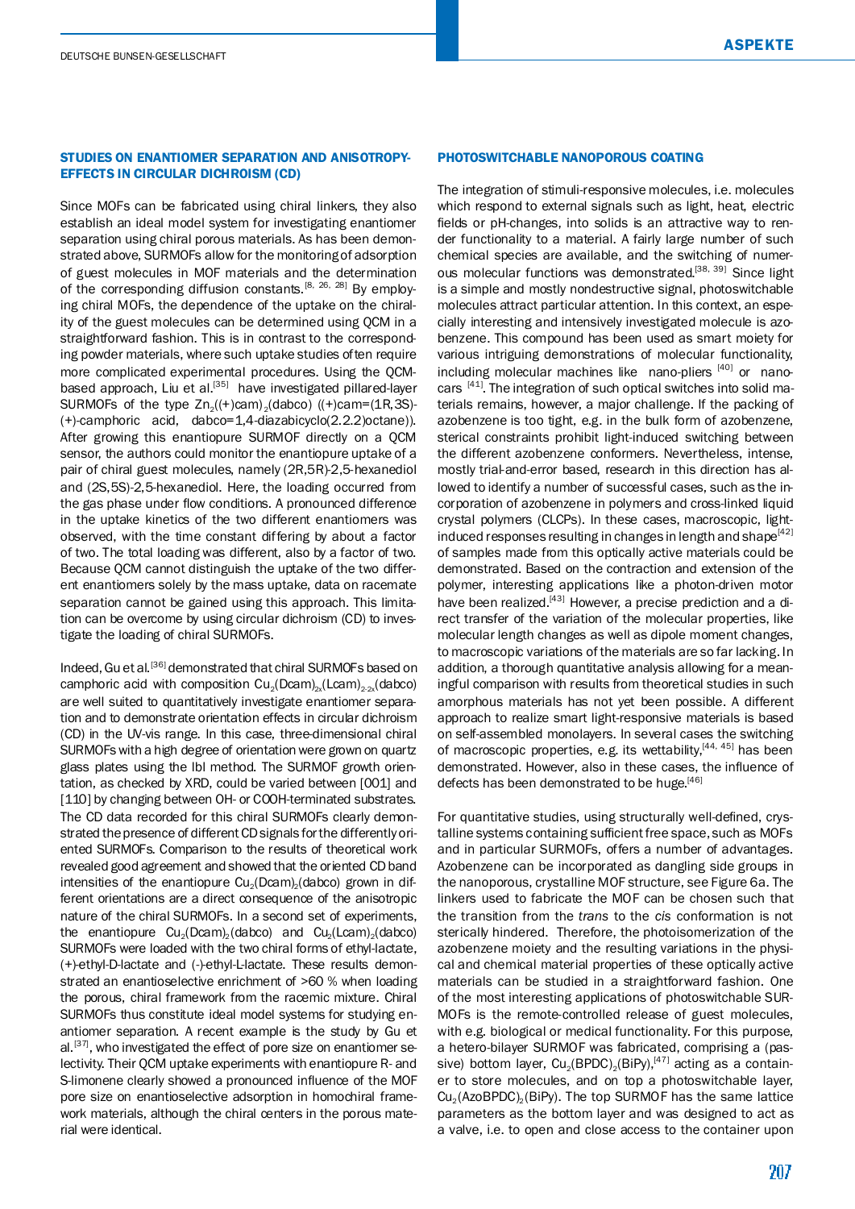## STUDIES ON ENANTIOMER SEPARATION AND ANISOTROPY-EFFECTS IN CIRCULAR DICHROISM (CD)

Since MOFs can be fabricated using chiral linkers, they also establish an ideal model system for investigating enantiomer separation using chiral porous materials. As has been demonstrated above, SURMOFs allow for the monitoring of adsorption of guest molecules in MOF materials and the determination of the corresponding diffusion constants.[8, 26, 28] By employing chiral MOFs, the dependence of the uptake on the chirality of the guest molecules can be determined using QCM in a straightforward fashion. This is in contrast to the corresponding powder materials, where such uptake studies often require more complicated experimental procedures. Using the QCM-based approach, Liu et al.[35] have investigated pillared-layer SURMOFs of the type $Zn_2((+)cam)_2(dabco)$ ((+)cam=(1R,3S)-(+)-camphoric acid, dabco=1,4-diazabicyclo(2.2.2)octane)). After growing this enantiopure SURMOF directly on a QCM sensor, the authors could monitor the enantiopure uptake of a pair of chiral guest molecules, namely (2R,5R)-2,5-hexanediol and (2S,5S)-2,5-hexanediol. Here, the loading occurred from the gas phase under flow conditions. A pronounced difference in the uptake kinetics of the two different enantiomers was observed, with the time constant differing by about a factor of two. The total loading was different, also by a factor of two. Because QCM cannot distinguish the uptake of the two different enantiomers solely by the mass uptake, data on racemate separation cannot be gained using this approach. This limitation can be overcome by using circular dichroism (CD) to investigate the loading of chiral SURMOFs.

Indeed, Gu et al.[36] demonstrated that chiral SURMOFs based on camphoric acid with composition $Cu_2(Dcam)_{2x}(Lcam)_{2-2x}(dabco)$ are well suited to quantitatively investigate enantiomer separation and to demonstrate orientation effects in circular dichroism (CD) in the UV-vis range. In this case, three-dimensional chiral SURMOFs with a high degree of orientation were grown on quartz glass plates using the lbl method. The SURMOF growth orientation, as checked by XRD, could be varied between [001] and [110] by changing between OH- or COOH-terminated substrates. The CD data recorded for this chiral SURMOFs clearly demonstrated the presence of different CD signals for the differently oriented SURMOFs. Comparison to the results of theoretical work revealed good agreement and showed that the oriented CD band intensities of the enantiopure $Cu_2(Dcam)_2(dabco)$ grown in different orientations are a direct consequence of the anisotropic nature of the chiral SURMOFs. In a second set of experiments, the enantiopure $Cu_2(Dcam)_2(dabco)$ and $Cu_2(Lcam)_2(dabco)$ SURMOFs were loaded with the two chiral forms of ethyl-lactate, (+)-ethyl-D-lactate and (-)-ethyl-L-lactate. These results demonstrated an enantioselective enrichment of >60 % when loading the porous, chiral framework from the racemic mixture. Chiral SURMOFs thus constitute ideal model systems for studying enantiomer separation. A recent example is the study by Gu et al.[37], who investigated the effect of pore size on enantiomer selectivity. Their QCM uptake experiments with enantiopure R- and S-limonene clearly showed a pronounced influence of the MOF pore size on enantioselective adsorption in homochiral framework materials, although the chiral centers in the porous material were identical.

## PHOTOSWITCHABLE NANOPOROUS COATING

The integration of stimuli-responsive molecules, i.e. molecules which respond to external signals such as light, heat, electric fields or pH-changes, into solids is an attractive way to render functionality to a material. A fairly large number of such chemical species are available, and the switching of numerous molecular functions was demonstrated.[38, 39] Since light is a simple and mostly nondestructive signal, photoswitchable molecules attract particular attention. In this context, an especially interesting and intensively investigated molecule is azobenzene. This compound has been used as smart moiety for various intriguing demonstrations of molecular functionality, including molecular machines like nano-pliers [40] or nanocars [41]. The integration of such optical switches into solid materials remains, however, a major challenge. If the packing of azobenzene is too tight, e.g. in the bulk form of azobenzene, sterical constraints prohibit light-induced switching between the different azobenzene conformers. Nevertheless, intense, mostly trial-and-error based, research in this direction has allowed to identify a number of successful cases, such as the incorporation of azobenzene in polymers and cross-linked liquid crystal polymers (CLCPs). In these cases, macroscopic, light-induced responses resulting in changes in length and shape[42] of samples made from this optically active materials could be demonstrated. Based on the contraction and extension of the polymer, interesting applications like a photon-driven motor have been realized.[43] However, a precise prediction and a direct transfer of the variation of the molecular properties, like molecular length changes as well as dipole moment changes, to macroscopic variations of the materials are so far lacking. In addition, a thorough quantitative analysis allowing for a meaningful comparison with results from theoretical studies in such amorphous materials has not yet been possible. A different approach to realize smart light-responsive materials is based on self-assembled monolayers. In several cases the switching of macroscopic properties, e.g. its wettability,[44, 45] has been demonstrated. However, also in these cases, the influence of defects has been demonstrated to be huge.[46]

For quantitative studies, using structurally well-defined, crystalline systems containing sufficient free space, such as MOFs and in particular SURMOFs, offers a number of advantages. Azobenzene can be incorporated as dangling side groups in the nanoporous, crystalline MOF structure, see Figure 6a. The linkers used to fabricate the MOF can be chosen such that the transition from the *trans* to the *cis* conformation is not sterically hindered. Therefore, the photoisomerization of the azobenzene moiety and the resulting variations in the physical and chemical material properties of these optically active materials can be studied in a straightforward fashion. One of the most interesting applications of photoswitchable SURMOFs is the remote-controlled release of guest molecules, with e.g. biological or medical functionality. For this purpose, a hetero-bilayer SURMOF was fabricated, comprising a (passive) bottom layer, $Cu_2(BPDC)_2(BiPy)$,[47] acting as a container to store molecules, and on top a photoswitchable layer, $Cu_2(AzoBPDC)_2(BiPy)$. The top SURMOF has the same lattice parameters as the bottom layer and was designed to act as a valve, i.e. to open and close access to the container upon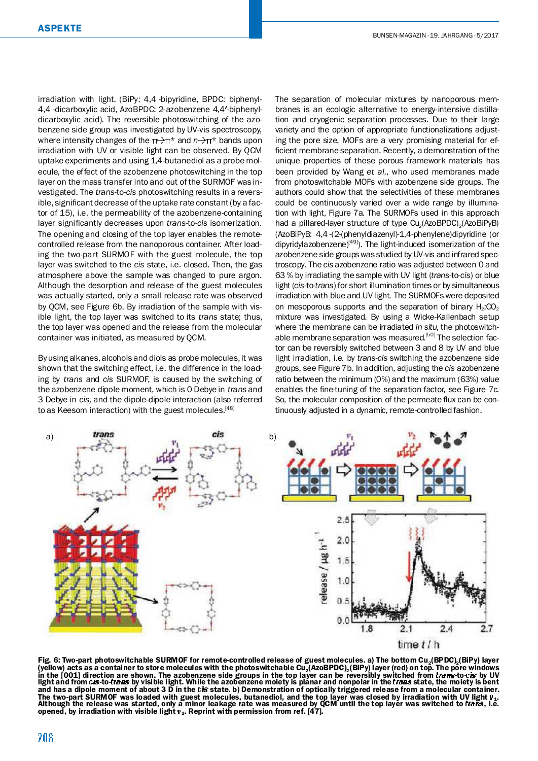irradiation with light. (BiPy: 4,4 -bipyridine, BPDC: biphenyl-4,4 -dicarboxylic acid, AzoBPDC: 2-azobenzene 4,4'-biphenyl-dicarboxylic acid). The reversible photoswitching of the azobenzene side group was investigated by UV-vis spectroscopy, where intensity changes of the $\pi \rightarrow \pi^*$ and $n \rightarrow \pi^*$ bands upon irradiation with UV or visible light can be observed. By QCM uptake experiments and using 1,4-butanediol as a probe molecule, the effect of the azobenzene photoswitching in the top layer on the mass transfer into and out of the SURMOF was investigated. The *trans*-to-*cis* photoswitching results in a reversible, significant decrease of the uptake rate constant (by a factor of 15), i.e. the permeability of the azobenzene-containing layer significantly decreases upon *trans*-to-*cis* isomerization. The opening and closing of the top layer enables the remote-controlled release from the nanoporous container. After loading the two-part SURMOF with the guest molecule, the top layer was switched to the *cis* state, i.e. closed. Then, the gas atmosphere above the sample was changed to pure argon. Although the desorption and release of the guest molecules was actually started, only a small release rate was observed by QCM, see Figure 6b. By irradiation of the sample with visible light, the top layer was switched to its *trans* state; thus, the top layer was opened and the release from the molecular container was initiated, as measured by QCM.

By using alkanes, alcohols and diols as probe molecules, it was shown that the switching effect, i.e. the difference in the loading by *trans* and *cis* SURMOF, is caused by the switching of the azobenzene dipole moment, which is 0 Debye in *trans* and 3 Debye in *cis*, and the dipole-dipole interaction (also referred to as Keesom interaction) with the guest molecules.[48]

The separation of molecular mixtures by nanoporous membranes is an ecologic alternative to energy-intensive distillation and cryogenic separation processes. Due to their large variety and the option of appropriate functionalizations adjusting the pore size, MOFs are a very promising material for efficient membrane separation. Recently, a demonstration of the unique properties of these porous framework materials has been provided by Wang *et al.*, who used membranes made from photoswitchable MOFs with azobenzene side groups. The authors could show that the selectivities of these membranes could be continuously varied over a wide range by illumination with light, Figure 7a. The SURMOFs used in this approach had a pillared-layer structure of type $Cu_2(AzoBPDC)_2(AzoBiPyB)$ (AzoBiPyB: 4,4 -(2-(phenyldiazenyl)-1,4-phenylene)dipyridine (or dipyridylazobenzene)[49]). The light-induced isomerization of the azobenzene side groups was studied by UV-vis and infrared spectroscopy. The *cis* azobenzene ratio was adjusted between 0 and 63 % by irradiating the sample with UV light (*trans*-to-*cis*) or blue light (*cis*-to-*trans*) for short illumination times or by simultaneous irradiation with blue and UV light. The SURMOFs were deposited on mesoporous supports and the separation of binary $H_2$:$CO_2$ mixture was investigated. By using a Wicke-Kallenbach setup where the membrane can be irradiated *in situ*, the photoswitchable membrane separation was measured.[50] The selection factor can be reversibly switched between 3 and 8 by UV and blue light irradiation, i.e. by *trans*-*cis* switching the azobenzene side groups, see Figure 7b. In addition, adjusting the *cis* azobenzene ratio between the minimum (0%) and the maximum (63%) value enables the fine-tuning of the separation factor, see Figure 7c. So, the molecular composition of the permeate flux can be continuously adjusted in a dynamic, remote-controlled fashion.

**Fig. 6: Two-part photoswitchable SURMOF for remote-controlled release of guest molecules. a) The bottom $Cu_2(BPDC)_2(BiPy)$ layer (yellow) acts as a container to store molecules with the photoswitchable $Cu_2(AzoBPDC)_2(BiPy)$ layer (red) on top. The pore windows in the [001] direction are shown. The azobenzene side groups in the top layer can be reversibly switched from *trans*-to-*cis* by UV light and from *cis*-to-*trans* by visible light. While the azobenzene moiety is planar and nonpolar in the *trans* state, the moiety is bent and has a dipole moment of about 3 D in the *cis* state. b) Demonstration of optically triggered release from a molecular container. The two-part SURMOF was loaded with guest molecules, butanediol, and the top layer was closed by irradiation with UV light $\nu_1$. Although the release was started, only a minor leakage rate was measured by QCM until the top layer was switched to *trans*, i.e. opened, by irradiation with visible light $\nu_2$. Reprint with permission from ref. [47].**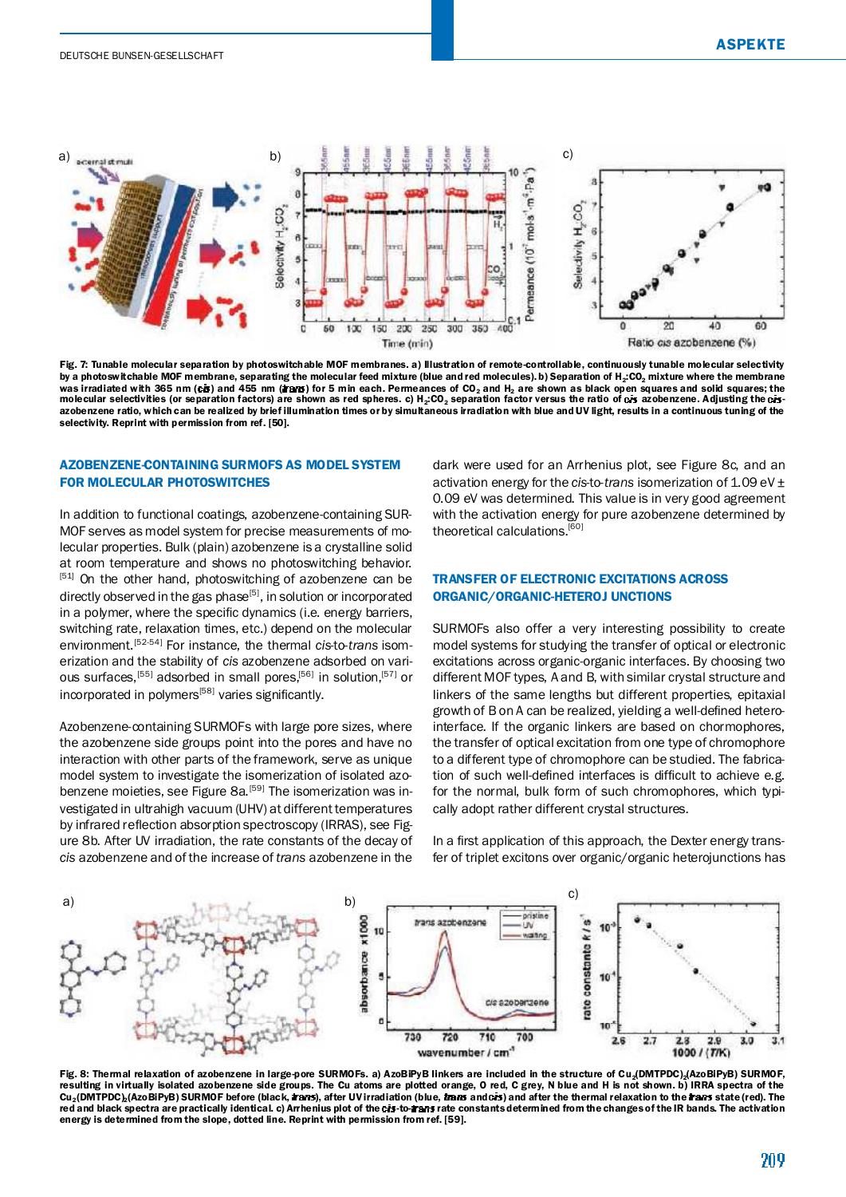Fig. 7: Tunable molecular separation by photoswitchable MOF membranes. a) Illustration of remote-controllable, continuously tunable molecular selectivity by a photoswitchable MOF membrane, separating the molecular feed mixture (blue and red molecules). b) Separation of $H_2$:$CO_2$ mixture where the membrane was irradiated with 365 nm (*cis*) and 455 nm (*trans*) for 5 min each. Permeances of $CO_2$ and $H_2$ are shown as black open squares and solid squares; the molecular selectivities (or separation factors) are shown as red spheres. c) $H_2$:$CO_2$ separation factor versus the ratio of *cis* azobenzene. Adjusting the *cis*-azobenzene ratio, which can be realized by brief illumination times or by simultaneous irradiation with blue and UV light, results in a continuous tuning of the selectivity. Reprint with permission from ref. [50].

## AZOBENZENE-CONTAINING SURMOFS AS MODEL SYSTEM FOR MOLECULAR PHOTOSWITCHES

In addition to functional coatings, azobenzene-containing SURMOF serves as model system for precise measurements of molecular properties. Bulk (plain) azobenzene is a crystalline solid at room temperature and shows no photoswitching behavior.[51] On the other hand, photoswitching of azobenzene can be directly observed in the gas phase[5], in solution or incorporated in a polymer, where the specific dynamics (i.e. energy barriers, switching rate, relaxation times, etc.) depend on the molecular environment.[52-54] For instance, the thermal *cis*-to-*trans* isomerization and the stability of *cis* azobenzene adsorbed on various surfaces,[55] adsorbed in small pores,[56] in solution,[57] or incorporated in polymers[58] varies significantly.

Azobenzene-containing SURMOFs with large pore sizes, where the azobenzene side groups point into the pores and have no interaction with other parts of the framework, serve as unique model system to investigate the isomerization of isolated azobenzene moieties, see Figure 8a.[59] The isomerization was investigated in ultrahigh vacuum (UHV) at different temperatures by infrared reflection absorption spectroscopy (IRRAS), see Figure 8b. After UV irradiation, the rate constants of the decay of *cis* azobenzene and of the increase of *trans* azobenzene in the dark were used for an Arrhenius plot, see Figure 8c, and an activation energy for the *cis*-to-*trans* isomerization of 1.09 eV ± 0.09 eV was determined. This value is in very good agreement with the activation energy for pure azobenzene determined by theoretical calculations.[60]

## TRANSFER OF ELECTRONIC EXCITATIONS ACROSS ORGANIC/ORGANIC-HETEROJ UNCTIONS

SURMOFs also offer a very interesting possibility to create model systems for studying the transfer of optical or electronic excitations across organic-organic interfaces. By choosing two different MOF types, A and B, with similar crystal structure and linkers of the same lengths but different properties, epitaxial growth of B on A can be realized, yielding a well-defined hetero-interface. If the organic linkers are based on chormophores, the transfer of optical excitation from one type of chromophore to a different type of chromophore can be studied. The fabrication of such well-defined interfaces is difficult to achieve e.g. for the normal, bulk form of such chromophores, which typically adopt rather different crystal structures.

In a first application of this approach, the Dexter energy transfer of triplet excitons over organic/organic heterojunctions has

Fig. 8: Thermal relaxation of azobenzene in large-pore SURMOFs. a) AzoBiPyB linkers are included in the structure of $Cu_2$(DMTPDC)$_2$(AzoBiPyB) SURMOF, resulting in virtually isolated azobenzene side groups. The Cu atoms are plotted orange, O red, C grey, N blue and H is not shown. b) IRRA spectra of the $Cu_2$(DMTPDC)$_2$(AzoBiPyB) SURMOF before (black, *trans*), after UV irradiation (blue, *trans* and *cis*) and after the thermal relaxation to the *trans* state (red). The red and black spectra are practically identical. c) Arrhenius plot of the *cis*-to-*trans* rate constants determined from the changes of the IR bands. The activation energy is determined from the slope, dotted line. Reprint with permission from ref. [59].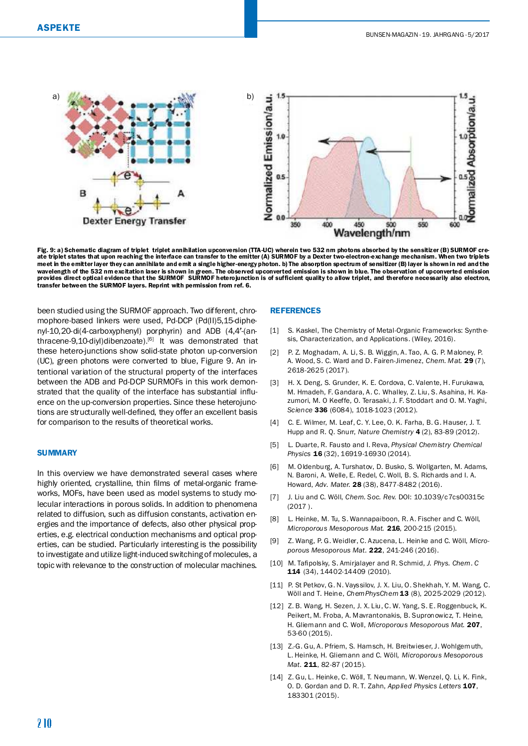**Fig. 9: a) Schematic diagram of triplet triplet annihilation upconversion (TTA-UC) wherein two 532 nm photons absorbed by the sensitizer (B) SURMOF create triplet states that upon reaching the interface can transfer to the emitter (A) SURMOF by a Dexter two-electron-exchange mechanism. When two triplets meet in the emitter layer they can annihilate and emit a single higher-energy photon. b) The absorption spectrum of sensitizer (B) layer is shown in red and the wavelength of the 532 nm excitation laser is shown in green. The observed upconverted emission is shown in blue. The observation of upconverted emission provides direct optical evidence that the SURMOF SURMOF heterojunction is of sufficient quality to allow triplet, and therefore necessarily also electron, transfer between the SURMOF layers. Reprint with permission from ref. 6.**

been studied using the SURMOF approach. Two different, chromophore-based linkers were used, Pd-DCP (Pd(II)5,15-diphenyl-10,20-di(4-carboxyphenyl) porphyrin) and ADB (4,4'-(anthracene-9,10-diyl)dibenzoate).[6] It was demonstrated that these hetero-junctions show solid-state photon up-conversion (UC), green photons were converted to blue, Figure 9. An intentional variation of the structural property of the interfaces between the ADB and Pd-DCP SURMOFs in this work demonstrated that the quality of the interface has substantial influence on the up-conversion properties. Since these heterojunctions are structurally well-defined, they offer an excellent basis for comparison to the results of theoretical works.

## SUMMARY

In this overview we have demonstrated several cases where highly oriented, crystalline, thin films of metal-organic frameworks, MOFs, have been used as model systems to study molecular interactions in porous solids. In addition to phenomena related to diffusion, such as diffusion constants, activation energies and the importance of defects, also other physical properties, e.g. electrical conduction mechanisms and optical properties, can be studied. Particularly interesting is the possibility to investigate and utilize light-induced switching of molecules, a topic with relevance to the construction of molecular machines.

## REFERENCES

[1] S. Kaskel, The Chemistry of Metal-Organic Frameworks: Synthesis, Characterization, and Applications. (Wiley, 2016).

[2] P. Z. Moghadam, A. Li, S. B. Wiggin, A. Tao, A. G. P. Maloney, P. A. Wood, S. C. Ward and D. Fairen-Jimenez, *Chem. Mat.* **29** (7), 2618-2625 (2017).

[3] H. X. Deng, S. Grunder, K. E. Cordova, C. Valente, H. Furukawa, M. Hmadeh, F. Gandara, A. C. Whalley, Z. Liu, S. Asahina, H. Kazumori, M. O Keeffe, O. Terasaki, J. F. Stoddart and O. M. Yaghi, *Science* **336** (6084), 1018-1023 (2012).

[4] C. E. Wilmer, M. Leaf, C. Y. Lee, O. K. Farha, B. G. Hauser, J. T. Hupp and R. Q. Snurr, *Nature Chemistry* **4** (2), 83-89 (2012).

[5] L. Duarte, R. Fausto and I. Reva, *Physical Chemistry Chemical Physics* **16** (32), 16919-16930 (2014).

[6] M. Oldenburg, A. Turshatov, D. Busko, S. Wollgarten, M. Adams, N. Baroni, A. Welle, E. Redel, C. Woll, B. S. Richards and I. A. Howard, *Adv. Mater.* **28** (38), 8477-8482 (2016).

[7] J. Liu and C. Wöll, *Chem. Soc. Rev.* DOI: 10.1039/c7cs00315c (2017 ).

[8] L. Heinke, M. Tu, S. Wannapaiboon, R. A. Fischer and C. Wöll, *Microporous Mesoporous Mat.* **216**, 200-215 (2015).

[9] Z. Wang, P. G. Weidler, C. Azucena, L. Heinke and C. Wöll, *Microporous Mesoporous Mat.* **222**, 241-246 (2016).

[10] M. Tafipolsky, S. Amirjalayer and R. Schmid, *J. Phys. Chem. C* **114** (34), 14402-14409 (2010).

[11] P. St Petkov, G. N. Vayssilov, J. X. Liu, O. Shekhah, Y. M. Wang, C. Wöll and T. Heine, *ChemPhysChem* **13** (8), 2025-2029 (2012).

[12] Z. B. Wang, H. Sezen, J. X. Liu, C. W. Yang, S. E. Roggenbuck, K. Peikert, M. Froba, A. Mavrantonakis, B. Supronowicz, T. Heine, H. Gliemann and C. Woll, *Microporous Mesoporous Mat.* **207**, 53-60 (2015).

[13] Z.-G. Gu, A. Pfriem, S. Hamsch, H. Breitwieser, J. Wohlgemuth, L. Heinke, H. Gliemann and C. Wöll, *Microporous Mesoporous Mat.* **211**, 82-87 (2015).

[14] Z. Gu, L. Heinke, C. Wöll, T. Neumann, W. Wenzel, Q. Li, K. Fink, O. D. Gordan and D. R. T. Zahn, *Applied Physics Letters* **107**, 183301 (2015).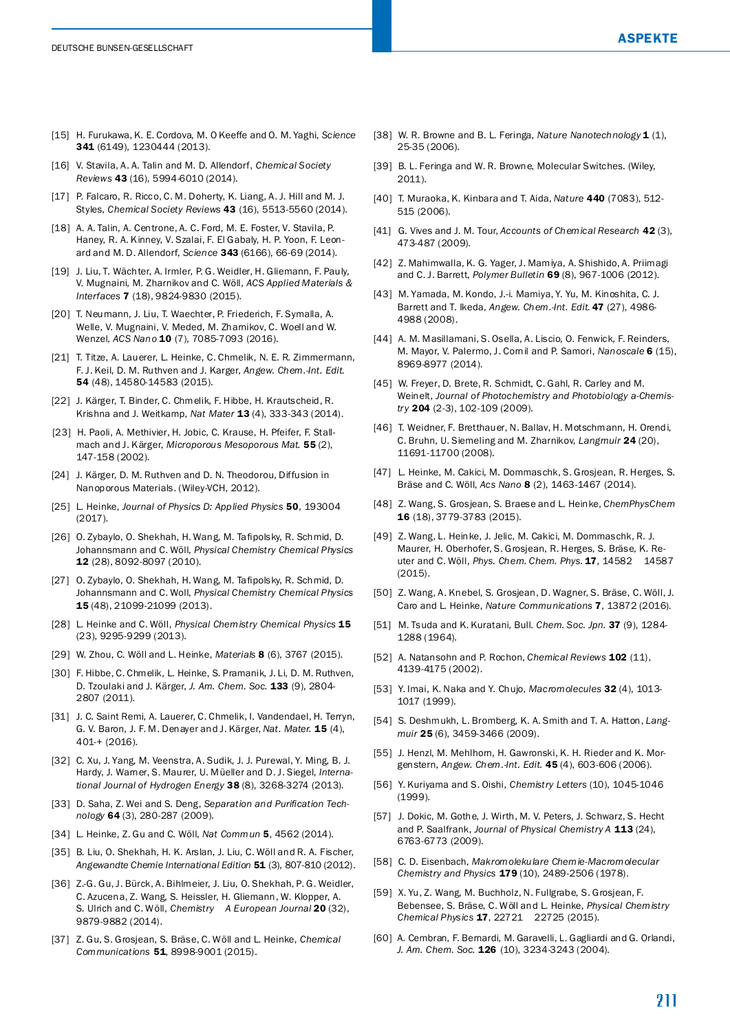[15] H. Furukawa, K. E. Cordova, M. O Keeffe and O. M. Yaghi, *Science* **341** (6149), 1230444 (2013).

[16] V. Stavila, A. A. Talin and M. D. Allendorf, *Chemical Society Reviews* **43** (16), 5994-6010 (2014).

[17] P. Falcaro, R. Ricco, C. M. Doherty, K. Liang, A. J. Hill and M. J. Styles, *Chemical Society Reviews* **43** (16), 5513-5560 (2014).

[18] A. A. Talin, A. Centrone, A. C. Ford, M. E. Foster, V. Stavila, P. Haney, R. A. Kinney, V. Szalai, F. El Gabaly, H. P. Yoon, F. Leonard and M. D. Allendorf, *Science* **343** (6166), 66-69 (2014).

[19] J. Liu, T. Wächter, A. Irmler, P. G. Weidler, H. Gliemann, F. Pauly, V. Mugnaini, M. Zharnikov and C. Wöll, *ACS Applied Materials & Interfaces* **7** (18), 9824-9830 (2015).

[20] T. Neumann, J. Liu, T. Waechter, P. Friederich, F. Symalla, A. Welle, V. Mugnaini, V. Meded, M. Zharnikov, C. Woell and W. Wenzel, *ACS Nano* **10** (7), 7085-7093 (2016).

[21] T. Titze, A. Lauerer, L. Heinke, C. Chmelik, N. E. R. Zimmermann, F. J. Keil, D. M. Ruthven and J. Karger, *Angew. Chem.-Int. Edit.* **54** (48), 14580-14583 (2015).

[22] J. Kärger, T. Binder, C. Chmelik, F. Hibbe, H. Krautscheid, R. Krishna and J. Weitkamp, *Nat Mater* **13** (4), 333-343 (2014).

[23] H. Paoli, A. Methivier, H. Jobic, C. Krause, H. Pfeifer, F. Stallmach and J. Kärger, *Microporous Mesoporous Mat.* **55** (2), 147-158 (2002).

[24] J. Kärger, D. M. Ruthven and D. N. Theodorou, Diffusion in Nanoporous Materials. (Wiley-VCH, 2012).

[25] L. Heinke, *Journal of Physics D: Applied Physics* **50**, 193004 (2017).

[26] O. Zybaylo, O. Shekhah, H. Wang, M. Tafipolsky, R. Schmid, D. Johannsmann and C. Wöll, *Physical Chemistry Chemical Physics* **12** (28), 8092-8097 (2010).

[27] O. Zybaylo, O. Shekhah, H. Wang, M. Tafipolsky, R. Schmid, D. Johannsmann and C. Woll, *Physical Chemistry Chemical Physics* **15** (48), 21099-21099 (2013).

[28] L. Heinke and C. Wöll, *Physical Chemistry Chemical Physics* **15** (23), 9295-9299 (2013).

[29] W. Zhou, C. Wöll and L. Heinke, *Materials* **8** (6), 3767 (2015).

[30] F. Hibbe, C. Chmelik, L. Heinke, S. Pramanik, J. Li, D. M. Ruthven, D. Tzoulaki and J. Kärger, *J. Am. Chem. Soc.* **133** (9), 2804-2807 (2011).

[31] J. C. Saint Remi, A. Lauerer, C. Chmelik, I. Vandendael, H. Terryn, G. V. Baron, J. F. M. Denayer and J. Kärger, *Nat. Mater.* **15** (4), 401-+ (2016).

[32] C. Xu, J. Yang, M. Veenstra, A. Sudik, J. J. Purewal, Y. Ming, B. J. Hardy, J. Warner, S. Maurer, U. Müeller and D. J. Siegel, *International Journal of Hydrogen Energy* **38** (8), 3268-3274 (2013).

[33] D. Saha, Z. Wei and S. Deng, *Separation and Purification Technology* **64** (3), 280-287 (2009).

[34] L. Heinke, Z. Gu and C. Wöll, *Nat Commun* **5**, 4562 (2014).

[35] B. Liu, O. Shekhah, H. K. Arslan, J. Liu, C. Wöll and R. A. Fischer, *Angewandte Chemie International Edition* **51** (3), 807-810 (2012).

[36] Z.-G. Gu, J. Bürck, A. Bihlmeier, J. Liu, O. Shekhah, P. G. Weidler, C. Azucena, Z. Wang, S. Heissler, H. Gliemann, W. Klopper, A. S. Ulrich and C. Wöll, *Chemistry A European Journal* **20** (32), 9879-9882 (2014).

[37] Z. Gu, S. Grosjean, S. Bräse, C. Wöll and L. Heinke, *Chemical Communications* **51**, 8998-9001 (2015).

[38] W. R. Browne and B. L. Feringa, *Nature Nanotechnology* **1** (1), 25-35 (2006).

[39] B. L. Feringa and W. R. Browne, Molecular Switches. (Wiley, 2011).

[40] T. Muraoka, K. Kinbara and T. Aida, *Nature* **440** (7083), 512-515 (2006).

[41] G. Vives and J. M. Tour, *Accounts of Chemical Research* **42** (3), 473-487 (2009).

[42] Z. Mahimwalla, K. G. Yager, J. Mamiya, A. Shishido, A. Priimagi and C. J. Barrett, *Polymer Bulletin* **69** (8), 967-1006 (2012).

[43] M. Yamada, M. Kondo, J.-i. Mamiya, Y. Yu, M. Kinoshita, C. J. Barrett and T. Ikeda, *Angew. Chem.-Int. Edit.* **47** (27), 4986-4988 (2008).

[44] A. M. Masillamani, S. Osella, A. Liscio, O. Fenwick, F. Reinders, M. Mayor, V. Palermo, J. Cornil and P. Samori, *Nanoscale* **6** (15), 8969-8977 (2014).

[45] W. Freyer, D. Brete, R. Schmidt, C. Gahl, R. Carley and M. Weinelt, *Journal of Photochemistry and Photobiology a-Chemistry* **204** (2-3), 102-109 (2009).

[46] T. Weidner, F. Bretthauer, N. Ballav, H. Motschmann, H. Orendi, C. Bruhn, U. Siemeling and M. Zharnikov, *Langmuir* **24** (20), 11691-11700 (2008).

[47] L. Heinke, M. Cakici, M. Dommaschk, S. Grosjean, R. Herges, S. Bräse and C. Wöll, *Acs Nano* **8** (2), 1463-1467 (2014).

[48] Z. Wang, S. Grosjean, S. Braese and L. Heinke, *ChemPhysChem* **16** (18), 3779-3783 (2015).

[49] Z. Wang, L. Heinke, J. Jelic, M. Cakici, M. Dommaschk, R. J. Maurer, H. Oberhofer, S. Grosjean, R. Herges, S. Bräse, K. Reuter and C. Wöll, *Phys. Chem. Chem. Phys.* **17**, 14582 14587 (2015).

[50] Z. Wang, A. Knebel, S. Grosjean, D. Wagner, S. Bräse, C. Wöll, J. Caro and L. Heinke, *Nature Communications* **7**, 13872 (2016).

[51] M. Tsuda and K. Kuratani, Bull. *Chem. Soc. Jpn.* **37** (9), 1284-1288 (1964).

[52] A. Natansohn and P. Rochon, *Chemical Reviews* **102** (11), 4139-4175 (2002).

[53] Y. Imai, K. Naka and Y. Chujo, *Macromolecules* **32** (4), 1013-1017 (1999).

[54] S. Deshmukh, L. Bromberg, K. A. Smith and T. A. Hatton, *Langmuir* **25** (6), 3459-3466 (2009).

[55] J. Henzl, M. Mehlhorn, H. Gawronski, K. H. Rieder and K. Morgenstern, *Angew. Chem.-Int. Edit.* **45** (4), 603-606 (2006).

[56] Y. Kuriyama and S. Oishi, *Chemistry Letters* (10), 1045-1046 (1999).

[57] J. Dokic, M. Gothe, J. Wirth, M. V. Peters, J. Schwarz, S. Hecht and P. Saalfrank, *Journal of Physical Chemistry A* **113** (24), 6763-6773 (2009).

[58] C. D. Eisenbach, *Makromolekulare Chemie-Macromolecular Chemistry and Physics* **179** (10), 2489-2506 (1978).

[59] X. Yu, Z. Wang, M. Buchholz, N. Fullgrabe, S. Grosjean, F. Bebensee, S. Bräse, C. Wöll and L. Heinke, *Physical Chemistry Chemical Physics* **17**, 22721 22725 (2015).

[60] A. Cembran, F. Bernardi, M. Garavelli, L. Gagliardi and G. Orlandi, *J. Am. Chem. Soc.* **126** (10), 3234-3243 (2004).